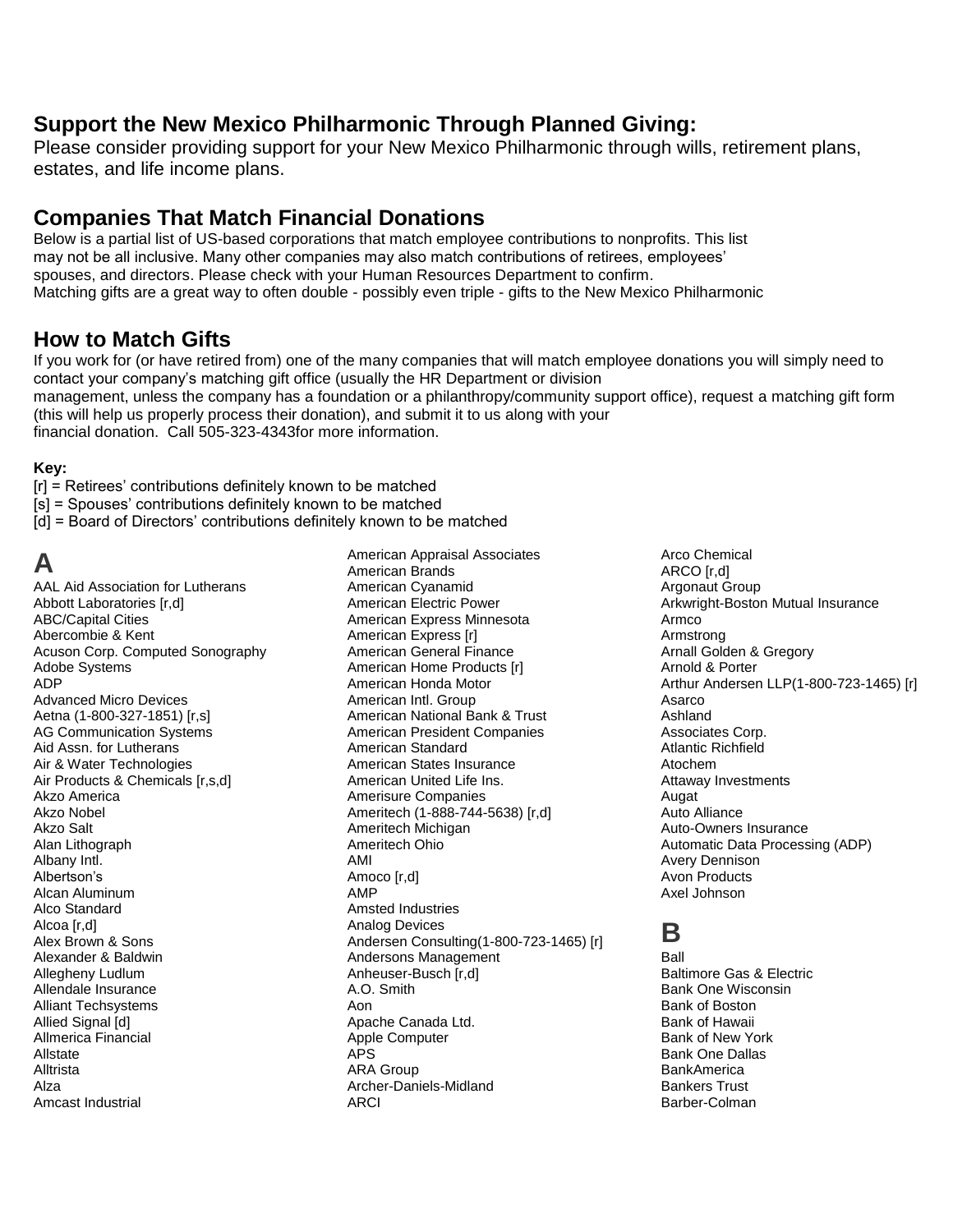## Support the New Mexico Philharmonic Through Planned Giving:

Please consider providing support for your New Mexico Philharmonic through wills, retirement plans, estates, and life income plans.

## Companies That Match Financial Donations

Below is a partial list of US-based corporations that match employee contributions to nonprofits. This list may not be all inclusive. Many other companies may also match contributions of retirees, employees' spouses, and directors. Please check with your Human Resources Department to confirm.
Matching gifts are a great way to often double - possibly even triple - gifts to the New Mexico Philharmonic

## How to Match Gifts

If you work for (or have retired from) one of the many companies that will match employee donations you will simply need to contact your company's matching gift office (usually the HR Department or division management, unless the company has a foundation or a philanthropy/community support office), request a matching gift form (this will help us properly process their donation), and submit it to us along with your financial donation. Call 505-323-4343for more information.

**Key:**

[r] = Retirees' contributions definitely known to be matched
[s] = Spouses' contributions definitely known to be matched
[d] = Board of Directors' contributions definitely known to be matched

# A

AAL Aid Association for Lutherans
Abbott Laboratories [r,d]
ABC/Capital Cities
Abercombie & Kent
Acuson Corp. Computed Sonography
Adobe Systems
ADP
Advanced Micro Devices
Aetna (1-800-327-1851) [r,s]
AG Communication Systems
Aid Assn. for Lutherans
Air & Water Technologies
Air Products & Chemicals [r,s,d]
Akzo America
Akzo Nobel
Akzo Salt
Alan Lithograph
Albany Intl.
Albertson's
Alcan Aluminum
Alco Standard
Alcoa [r,d]
Alex Brown & Sons
Alexander & Baldwin
Allegheny Ludlum
Allendale Insurance
Alliant Techsystems
Allied Signal [d]
Allmerica Financial
Allstate
Alltrista
Alza
Amcast Industrial
American Appraisal Associates
American Brands
American Cyanamid
American Electric Power
American Express Minnesota
American Express [r]
American General Finance
American Home Products [r]
American Honda Motor
American Intl. Group
American National Bank & Trust
American President Companies
American Standard
American States Insurance
American United Life Ins.
Amerisure Companies
Ameritech (1-888-744-5638) [r,d]
Ameritech Michigan
Ameritech Ohio
AMI
Amoco [r,d]
AMP
Amsted Industries
Analog Devices
Andersen Consulting(1-800-723-1465) [r]
Andersons Management
Anheuser-Busch [r,d]
A.O. Smith
Aon
Apache Canada Ltd.
Apple Computer
APS
ARA Group
Archer-Daniels-Midland
ARCI
Arco Chemical
ARCO [r,d]
Argonaut Group
Arkwright-Boston Mutual Insurance
Armco
Armstrong
Arnall Golden & Gregory
Arnold & Porter
Arthur Andersen LLP(1-800-723-1465) [r]
Asarco
Ashland
Associates Corp.
Atlantic Richfield
Atochem
Attaway Investments
Augat
Auto Alliance
Auto-Owners Insurance
Automatic Data Processing (ADP)
Avery Dennison
Avon Products
Axel Johnson

# B

Ball
Baltimore Gas & Electric
Bank One Wisconsin
Bank of Boston
Bank of Hawaii
Bank of New York
Bank One Dallas
BankAmerica
Bankers Trust
Barber-Colman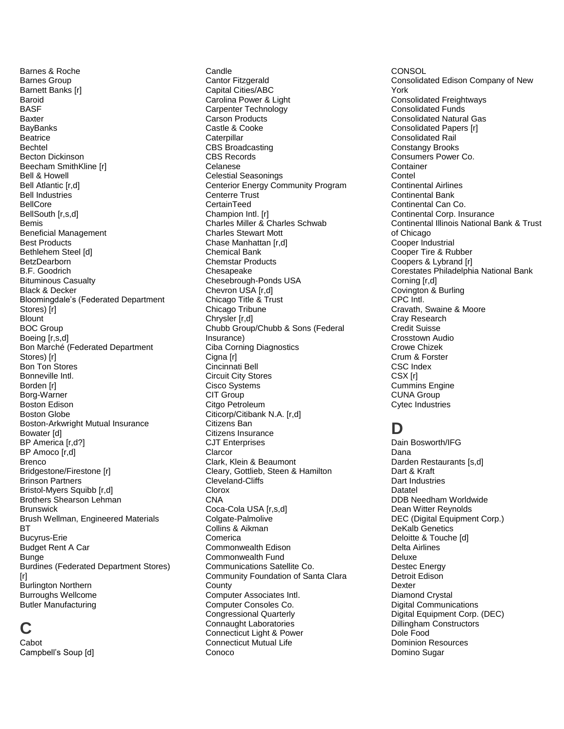Barnes & Roche
Barnes Group
Barnett Banks [r]
Baroid
BASF
Baxter
BayBanks
Beatrice
Bechtel
Becton Dickinson
Beecham SmithKline [r]
Bell & Howell
Bell Atlantic [r,d]
Bell Industries
BellCore
BellSouth [r,s,d]
Bemis
Beneficial Management
Best Products
Bethlehem Steel [d]
BetzDearborn
B.F. Goodrich
Bituminous Casualty
Black & Decker
Bloomingdale's (Federated Department Stores) [r]
Blount
BOC Group
Boeing [r,s,d]
Bon Marché (Federated Department Stores) [r]
Bon Ton Stores
Bonneville Intl.
Borden [r]
Borg-Warner
Boston Edison
Boston Globe
Boston-Arkwright Mutual Insurance
Bowater [d]
BP America [r,d?]
BP Amoco [r,d]
Brenco
Bridgestone/Firestone [r]
Brinson Partners
Bristol-Myers Squibb [r,d]
Brothers Shearson Lehman
Brunswick
Brush Wellman, Engineered Materials
BT
Bucyrus-Erie
Budget Rent A Car
Bunge
Burdines (Federated Department Stores) [r]
Burlington Northern
Burroughs Wellcome
Butler Manufacturing

# C

Cabot
Campbell's Soup [d]
Candle
Cantor Fitzgerald
Capital Cities/ABC
Carolina Power & Light
Carpenter Technology
Carson Products
Castle & Cooke
Caterpillar
CBS Broadcasting
CBS Records
Celanese
Celestial Seasonings
Centerior Energy Community Program
Centerre Trust
CertainTeed
Champion Intl. [r]
Charles Miller & Charles Schwab
Charles Stewart Mott
Chase Manhattan [r,d]
Chemical Bank
Chemstar Products
Chesapeake
Chesebrough-Ponds USA
Chevron USA [r,d]
Chicago Title & Trust
Chicago Tribune
Chrysler [r,d]
Chubb Group/Chubb & Sons (Federal Insurance)
Ciba Corning Diagnostics
Cigna [r]
Cincinnati Bell
Circuit City Stores
Cisco Systems
CIT Group
Citgo Petroleum
Citicorp/Citibank N.A. [r,d]
Citizens Ban
Citizens Insurance
CJT Enterprises
Clarcor
Clark, Klein & Beaumont
Cleary, Gottlieb, Steen & Hamilton
Cleveland-Cliffs
Clorox
CNA
Coca-Cola USA [r,s,d]
Colgate-Palmolive
Collins & Aikman
Comerica
Commonwealth Edison
Commonwealth Fund
Communications Satellite Co.
Community Foundation of Santa Clara County
Computer Associates Intl.
Computer Consoles Co.
Congressional Quarterly
Connaught Laboratories
Connecticut Light & Power
Connecticut Mutual Life
Conoco
CONSOL
Consolidated Edison Company of New York
Consolidated Freightways
Consolidated Funds
Consolidated Natural Gas
Consolidated Papers [r]
Consolidated Rail
Constangy Brooks
Consumers Power Co.
Container
Contel
Continental Airlines
Continental Bank
Continental Can Co.
Continental Corp. Insurance
Continental Illinois National Bank & Trust of Chicago
Cooper Industrial
Cooper Tire & Rubber
Coopers & Lybrand [r]
Corestates Philadelphia National Bank
Corning [r,d]
Covington & Burling
CPC Intl.
Cravath, Swaine & Moore
Cray Research
Credit Suisse
Crosstown Audio
Crowe Chizek
Crum & Forster
CSC Index
CSX [r]
Cummins Engine
CUNA Group
Cytec Industries

# D

Dain Bosworth/IFG
Dana
Darden Restaurants [s,d]
Dart & Kraft
Dart Industries
Datatel
DDB Needham Worldwide
Dean Witter Reynolds
DEC (Digital Equipment Corp.)
DeKalb Genetics
Deloitte & Touche [d]
Delta Airlines
Deluxe
Destec Energy
Detroit Edison
Dexter
Diamond Crystal
Digital Communications
Digital Equipment Corp. (DEC)
Dillingham Constructors
Dole Food
Dominion Resources
Domino Sugar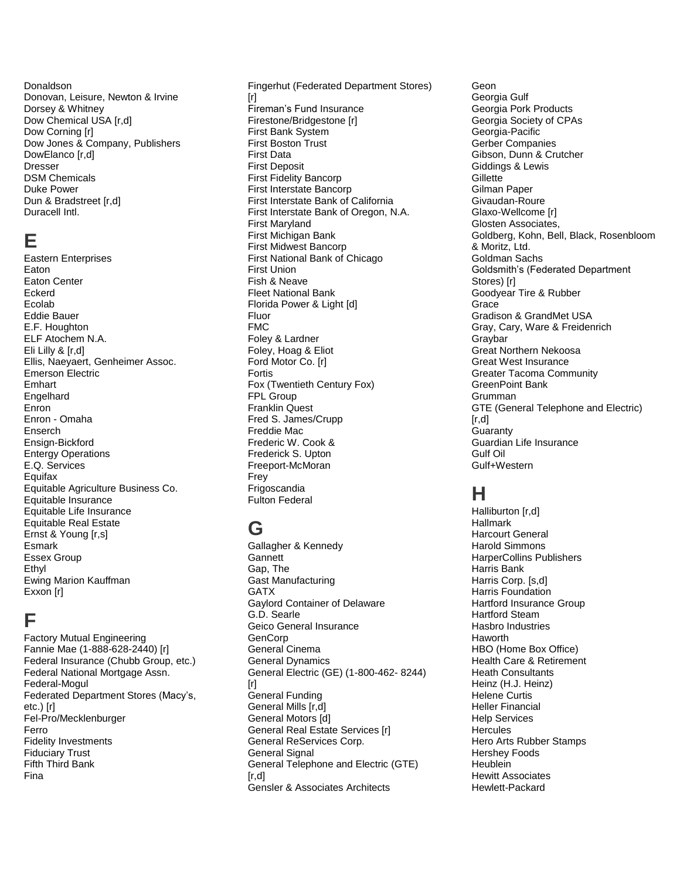Donaldson
Donovan, Leisure, Newton & Irvine
Dorsey & Whitney
Dow Chemical USA [r,d]
Dow Corning [r]
Dow Jones & Company, Publishers
DowElanco [r,d]
Dresser
DSM Chemicals
Duke Power
Dun & Bradstreet [r,d]
Duracell Intl.

# E

Eastern Enterprises
Eaton
Eaton Center
Eckerd
Ecolab
Eddie Bauer
E.F. Houghton
ELF Atochem N.A.
Eli Lilly & [r,d]
Ellis, Naeyaert, Genheimer Assoc.
Emerson Electric
Emhart
Engelhard
Enron
Enron - Omaha
Enserch
Ensign-Bickford
Entergy Operations
E.Q. Services
Equifax
Equitable Agriculture Business Co.
Equitable Insurance
Equitable Life Insurance
Equitable Real Estate
Ernst & Young [r,s]
Esmark
Essex Group
Ethyl
Ewing Marion Kauffman
Exxon [r]

# F

Factory Mutual Engineering
Fannie Mae (1-888-628-2440) [r]
Federal Insurance (Chubb Group, etc.)
Federal National Mortgage Assn.
Federal-Mogul
Federated Department Stores (Macy's, etc.) [r]
Fel-Pro/Mecklenburger
Ferro
Fidelity Investments
Fiduciary Trust
Fifth Third Bank
Fina
Fingerhut (Federated Department Stores) [r]
Fireman's Fund Insurance
Firestone/Bridgestone [r]
First Bank System
First Boston Trust
First Data
First Deposit
First Fidelity Bancorp
First Interstate Bancorp
First Interstate Bank of California
First Interstate Bank of Oregon, N.A.
First Maryland
First Michigan Bank
First Midwest Bancorp
First National Bank of Chicago
First Union
Fish & Neave
Fleet National Bank
Florida Power & Light [d]
Fluor
FMC
Foley & Lardner
Foley, Hoag & Eliot
Ford Motor Co. [r]
Fortis
Fox (Twentieth Century Fox)
FPL Group
Franklin Quest
Fred S. James/Crupp
Freddie Mac
Frederic W. Cook &
Frederick S. Upton
Freeport-McMoran
Frey
Frigoscandia
Fulton Federal

# G

Gallagher & Kennedy
Gannett
Gap, The
Gast Manufacturing
GATX
Gaylord Container of Delaware
G.D. Searle
Geico General Insurance
GenCorp
General Cinema
General Dynamics
General Electric (GE) (1-800-462- 8244) [r]
General Funding
General Mills [r,d]
General Motors [d]
General Real Estate Services [r]
General ReServices Corp.
General Signal
General Telephone and Electric (GTE) [r,d]
Gensler & Associates Architects
Geon
Georgia Gulf
Georgia Pork Products
Georgia Society of CPAs
Georgia-Pacific
Gerber Companies
Gibson, Dunn & Crutcher
Giddings & Lewis
Gillette
Gilman Paper
Givaudan-Roure
Glaxo-Wellcome [r]
Glosten Associates,
Goldberg, Kohn, Bell, Black, Rosenbloom & Moritz, Ltd.
Goldman Sachs
Goldsmith's (Federated Department Stores) [r]
Goodyear Tire & Rubber
Grace
Gradison & GrandMet USA
Gray, Cary, Ware & Freidenrich
Graybar
Great Northern Nekoosa
Great West Insurance
Greater Tacoma Community
GreenPoint Bank
Grumman
GTE (General Telephone and Electric) [r,d]
Guaranty
Guardian Life Insurance
Gulf Oil
Gulf+Western

# H

Halliburton [r,d]
Hallmark
Harcourt General
Harold Simmons
HarperCollins Publishers
Harris Bank
Harris Corp. [s,d]
Harris Foundation
Hartford Insurance Group
Hartford Steam
Hasbro Industries
Haworth
HBO (Home Box Office)
Health Care & Retirement
Heath Consultants
Heinz (H.J. Heinz)
Helene Curtis
Heller Financial
Help Services
Hercules
Hero Arts Rubber Stamps
Hershey Foods
Heublein
Hewitt Associates
Hewlett-Packard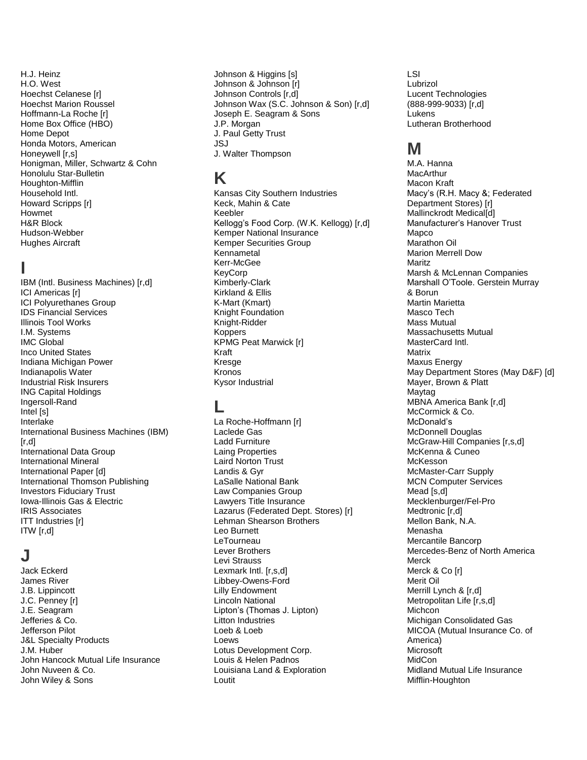H.J. Heinz
H.O. West
Hoechst Celanese [r]
Hoechst Marion Roussel
Hoffmann-La Roche [r]
Home Box Office (HBO)
Home Depot
Honda Motors, American
Honeywell [r,s]
Honigman, Miller, Schwartz & Cohn
Honolulu Star-Bulletin
Houghton-Mifflin
Household Intl.
Howard Scripps [r]
Howmet
H&R Block
Hudson-Webber
Hughes Aircraft

# I

IBM (Intl. Business Machines) [r,d]
ICI Americas [r]
ICI Polyurethanes Group
IDS Financial Services
Illinois Tool Works
I.M. Systems
IMC Global
Inco United States
Indiana Michigan Power
Indianapolis Water
Industrial Risk Insurers
ING Capital Holdings
Ingersoll-Rand
Intel [s]
Interlake
International Business Machines (IBM) [r,d]
International Data Group
International Mineral
International Paper [d]
International Thomson Publishing
Investors Fiduciary Trust
Iowa-Illinois Gas & Electric
IRIS Associates
ITT Industries [r]
ITW [r,d]

# J

Jack Eckerd
James River
J.B. Lippincott
J.C. Penney [r]
J.E. Seagram
Jefferies & Co.
Jefferson Pilot
J&L Specialty Products
J.M. Huber
John Hancock Mutual Life Insurance
John Nuveen & Co.
John Wiley & Sons
Johnson & Higgins [s]
Johnson & Johnson [r]
Johnson Controls [r,d]
Johnson Wax (S.C. Johnson & Son) [r,d]
Joseph E. Seagram & Sons
J.P. Morgan
J. Paul Getty Trust
JSJ
J. Walter Thompson

# K

Kansas City Southern Industries
Keck, Mahin & Cate
Keebler
Kellogg's Food Corp. (W.K. Kellogg) [r,d]
Kemper National Insurance
Kemper Securities Group
Kennametal
Kerr-McGee
KeyCorp
Kimberly-Clark
Kirkland & Ellis
K-Mart (Kmart)
Knight Foundation
Knight-Ridder
Koppers
KPMG Peat Marwick [r]
Kraft
Kresge
Kronos
Kysor Industrial

# L

La Roche-Hoffmann [r]
Laclede Gas
Ladd Furniture
Laing Properties
Laird Norton Trust
Landis & Gyr
LaSalle National Bank
Law Companies Group
Lawyers Title Insurance
Lazarus (Federated Dept. Stores) [r]
Lehman Shearson Brothers
Leo Burnett
LeTourneau
Lever Brothers
Levi Strauss
Lexmark Intl. [r,s,d]
Libbey-Owens-Ford
Lilly Endowment
Lincoln National
Lipton's (Thomas J. Lipton)
Litton Industries
Loeb & Loeb
Loews
Lotus Development Corp.
Louis & Helen Padnos
Louisiana Land & Exploration
Loutit
LSI
Lubrizol
Lucent Technologies (888-999-9033) [r,d]
Lukens
Lutheran Brotherhood

# M

M.A. Hanna
MacArthur
Macon Kraft
Macy's (R.H. Macy &; Federated Department Stores) [r]
Mallinckrodt Medical[d]
Manufacturer's Hanover Trust
Mapco
Marathon Oil
Marion Merrell Dow
Maritz
Marsh & McLennan Companies
Marshall O'Toole. Gerstein Murray & Borun
Martin Marietta
Masco Tech
Mass Mutual
Massachusetts Mutual
MasterCard Intl.
Matrix
Maxus Energy
May Department Stores (May D&F) [d]
Mayer, Brown & Platt
Maytag
MBNA America Bank [r,d]
McCormick & Co.
McDonald's
McDonnell Douglas
McGraw-Hill Companies [r,s,d]
McKenna & Cuneo
McKesson
McMaster-Carr Supply
MCN Computer Services
Mead [s,d]
Mecklenburger/Fel-Pro
Medtronic [r,d]
Mellon Bank, N.A.
Menasha
Mercantile Bancorp
Mercedes-Benz of North America
Merck
Merck & Co [r]
Merit Oil
Merrill Lynch & [r,d]
Metropolitan Life [r,s,d]
Michcon
Michigan Consolidated Gas
MICOA (Mutual Insurance Co. of America)
Microsoft
MidCon
Midland Mutual Life Insurance
Mifflin-Houghton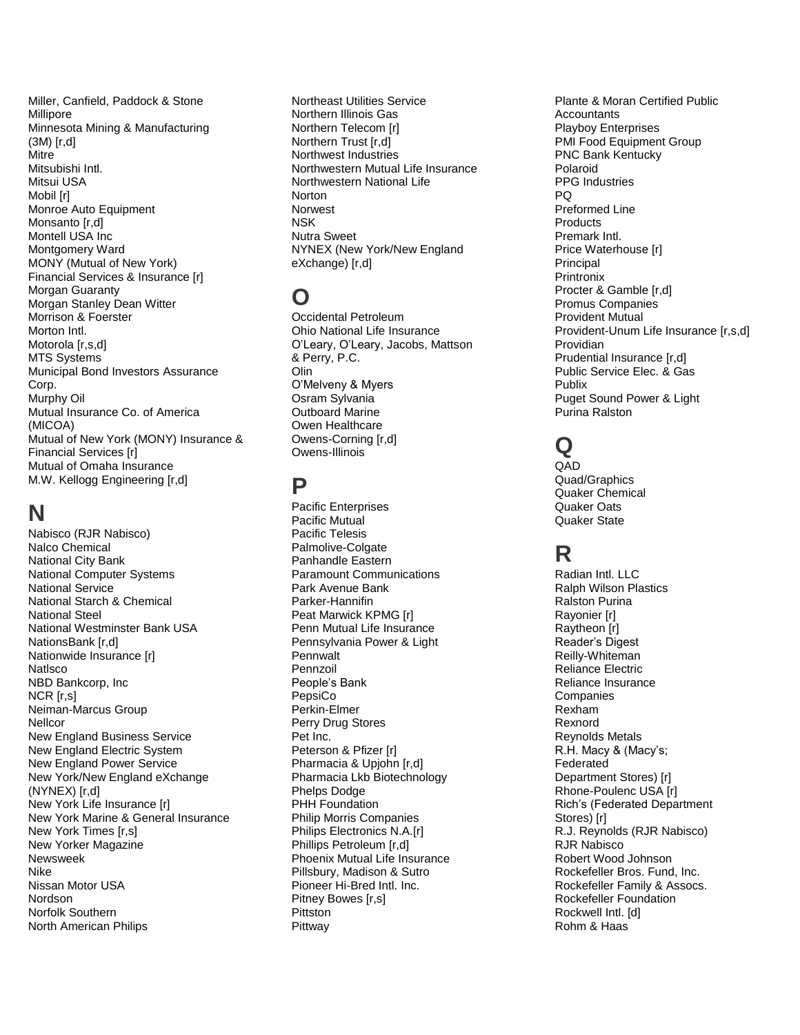Miller, Canfield, Paddock & Stone
Millipore
Minnesota Mining & Manufacturing (3M) [r,d]
Mitre
Mitsubishi Intl.
Mitsui USA
Mobil [r]
Monroe Auto Equipment
Monsanto [r,s,d]
Montell USA Inc
Montgomery Ward
MONY (Mutual of New York) Financial Services & Insurance [r]
Morgan Guaranty
Morgan Stanley Dean Witter
Morrison & Foerster
Morton Intl.
Motorola [r,s,d]
MTS Systems
Municipal Bond Investors Assurance Corp.
Murphy Oil
Mutual Insurance Co. of America (MICOA)
Mutual of New York (MONY) Insurance & Financial Services [r]
Mutual of Omaha Insurance
M.W. Kellogg Engineering [r,d]

# N

Nabisco (RJR Nabisco)
Nalco Chemical
National City Bank
National Computer Systems
National Service
National Starch & Chemical
National Steel
National Westminster Bank USA
NationsBank [r,d]
Nationwide Insurance [r]
Natlsco
NBD Bankcorp, Inc
NCR [r,s]
Neiman-Marcus Group
Nellcor
New England Business Service
New England Electric System
New England Power Service
New York/New England eXchange (NYNEX) [r,d]
New York Life Insurance [r]
New York Marine & General Insurance
New York Times [r,s]
New Yorker Magazine
Newsweek
Nike
Nissan Motor USA
Nordson
Norfolk Southern
North American Philips
Northeast Utilities Service
Northern Illinois Gas
Northern Telecom [r]
Northern Trust [r,d]
Northwest Industries
Northwestern Mutual Life Insurance
Northwestern National Life
Norton
Norwest
NSK
Nutra Sweet
NYNEX (New York/New England eXchange) [r,d]

# O

Occidental Petroleum
Ohio National Life Insurance
O'Leary, O'Leary, Jacobs, Mattson & Perry, P.C.
Olin
O'Melveny & Myers
Osram Sylvania
Outboard Marine
Owen Healthcare
Owens-Corning [r,d]
Owens-Illinois

# P

Pacific Enterprises
Pacific Mutual
Pacific Telesis
Palmolive-Colgate
Panhandle Eastern
Paramount Communications
Park Avenue Bank
Parker-Hannifin
Peat Marwick KPMG [r]
Penn Mutual Life Insurance
Pennsylvania Power & Light
Pennwalt
Pennzoil
People's Bank
PepsiCo
Perkin-Elmer
Perry Drug Stores
Pet Inc.
Peterson & Pfizer [r]
Pharmacia & Upjohn [r,d]
Pharmacia Lkb Biotechnology
Phelps Dodge
PHH Foundation
Philip Morris Companies
Philips Electronics N.A.[r]
Phillips Petroleum [r,d]
Phoenix Mutual Life Insurance
Pillsbury, Madison & Sutro
Pioneer Hi-Bred Intl. Inc.
Pitney Bowes [r,s]
Pittston
Pittway
Plante & Moran Certified Public Accountants
Playboy Enterprises
PMI Food Equipment Group
PNC Bank Kentucky
Polaroid
PPG Industries
PQ
Preformed Line Products
Premark Intl.
Price Waterhouse [r]
Principal
Printronix
Procter & Gamble [r,d]
Promus Companies
Provident Mutual
Provident-Unum Life Insurance [r,s,d]
Providian
Prudential Insurance [r,d]
Public Service Elec. & Gas
Publix
Puget Sound Power & Light
Purina Ralston

# Q

QAD
Quad/Graphics
Quaker Chemical
Quaker Oats
Quaker State

# R

Radian Intl. LLC
Ralph Wilson Plastics
Ralston Purina
Rayonier [r]
Raytheon [r]
Reader's Digest
Reilly-Whiteman
Reliance Electric
Reliance Insurance Companies
Rexham
Rexnord
Reynolds Metals
R.H. Macy & (Macy's; Federated Department Stores) [r]
Rhone-Poulenc USA [r]
Rich's (Federated Department Stores) [r]
R.J. Reynolds (RJR Nabisco)
RJR Nabisco
Robert Wood Johnson
Rockefeller Bros. Fund, Inc.
Rockefeller Family & Assocs.
Rockefeller Foundation
Rockwell Intl. [d]
Rohm & Haas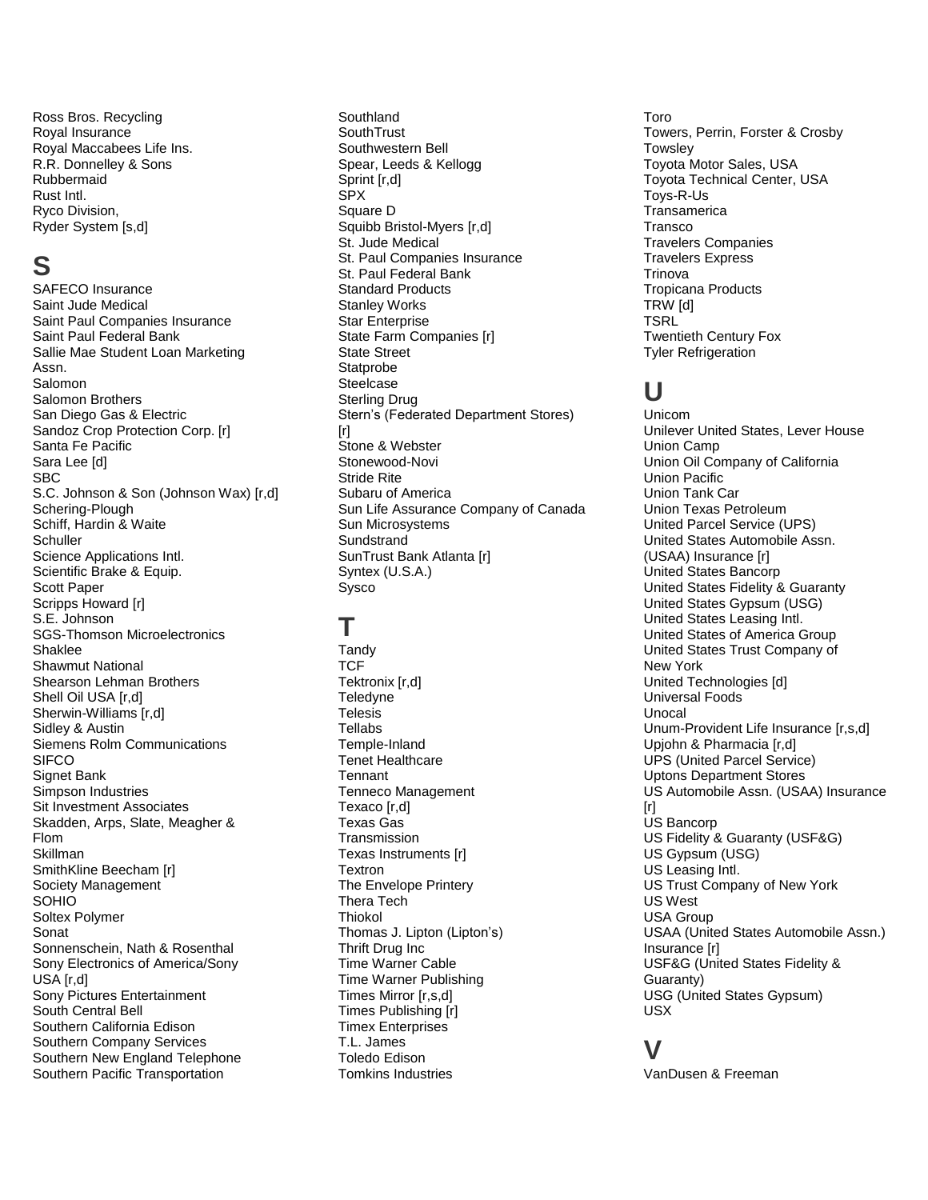Ross Bros. Recycling
Royal Insurance
Royal Maccabees Life Ins.
R.R. Donnelley & Sons
Rubbermaid
Rust Intl.
Ryco Division,
Ryder System [s,d]

# S

SAFECO Insurance
Saint Jude Medical
Saint Paul Companies Insurance
Saint Paul Federal Bank
Sallie Mae Student Loan Marketing Assn.
Salomon
Salomon Brothers
San Diego Gas & Electric
Sandoz Crop Protection Corp. [r]
Santa Fe Pacific
Sara Lee [d]
SBC
S.C. Johnson & Son (Johnson Wax) [r,d]
Schering-Plough
Schiff, Hardin & Waite
Schuller
Science Applications Intl.
Scientific Brake & Equip.
Scott Paper
Scripps Howard [r]
S.E. Johnson
SGS-Thomson Microelectronics
Shaklee
Shawmut National
Shearson Lehman Brothers
Shell Oil USA [r,d]
Sherwin-Williams [r,d]
Sidley & Austin
Siemens Rolm Communications
SIFCO
Signet Bank
Simpson Industries
Sit Investment Associates
Skadden, Arps, Slate, Meagher & Flom
Skillman
SmithKline Beecham [r]
Society Management
SOHIO
Soltex Polymer
Sonat
Sonnenschein, Nath & Rosenthal
Sony Electronics of America/Sony USA [r,d]
Sony Pictures Entertainment
South Central Bell
Southern California Edison
Southern Company Services
Southern New England Telephone
Southern Pacific Transportation
Southland
SouthTrust
Southwestern Bell
Spear, Leeds & Kellogg
Sprint [r,d]
SPX
Square D
Squibb Bristol-Myers [r,d]
St. Jude Medical
St. Paul Companies Insurance
St. Paul Federal Bank
Standard Products
Stanley Works
Star Enterprise
State Farm Companies [r]
State Street
Statprobe
Steelcase
Sterling Drug
Stern's (Federated Department Stores) [r]
Stone & Webster
Stonewood-Novi
Stride Rite
Subaru of America
Sun Life Assurance Company of Canada
Sun Microsystems
Sundstrand
SunTrust Bank Atlanta [r]
Syntex (U.S.A.)
Sysco

# T

Tandy
TCF
Tektronix [r,d]
Teledyne
Telesis
Tellabs
Temple-Inland
Tenet Healthcare
Tennant
Tenneco Management
Texaco [r,d]
Texas Gas
Transmission
Texas Instruments [r]
Textron
The Envelope Printery
Thera Tech
Thiokol
Thomas J. Lipton (Lipton's)
Thrift Drug Inc
Time Warner Cable
Time Warner Publishing
Times Mirror [r,s,d]
Times Publishing [r]
Timex Enterprises
T.L. James
Toledo Edison
Tomkins Industries
Toro
Towers, Perrin, Forster & Crosby
Towsley
Toyota Motor Sales, USA
Toyota Technical Center, USA
Toys-R-Us
Transamerica
Transco
Travelers Companies
Travelers Express
Trinova
Tropicana Products
TRW [d]
TSRL
Twentieth Century Fox
Tyler Refrigeration

# U

Unicom
Unilever United States, Lever House
Union Camp
Union Oil Company of California
Union Pacific
Union Tank Car
Union Texas Petroleum
United Parcel Service (UPS)
United States Automobile Assn. (USAA) Insurance [r]
United States Bancorp
United States Fidelity & Guaranty
United States Gypsum (USG)
United States Leasing Intl.
United States of America Group
United States Trust Company of New York
United Technologies [d]
Universal Foods
Unocal
Unum-Provident Life Insurance [r,s,d]
Upjohn & Pharmacia [r,d]
UPS (United Parcel Service)
Uptons Department Stores
US Automobile Assn. (USAA) Insurance [r]
US Bancorp
US Fidelity & Guaranty (USF&G)
US Gypsum (USG)
US Leasing Intl.
US Trust Company of New York
US West
USA Group
USAA (United States Automobile Assn.) Insurance [r]
USF&G (United States Fidelity & Guaranty)
USG (United States Gypsum)
USX

# V

VanDusen & Freeman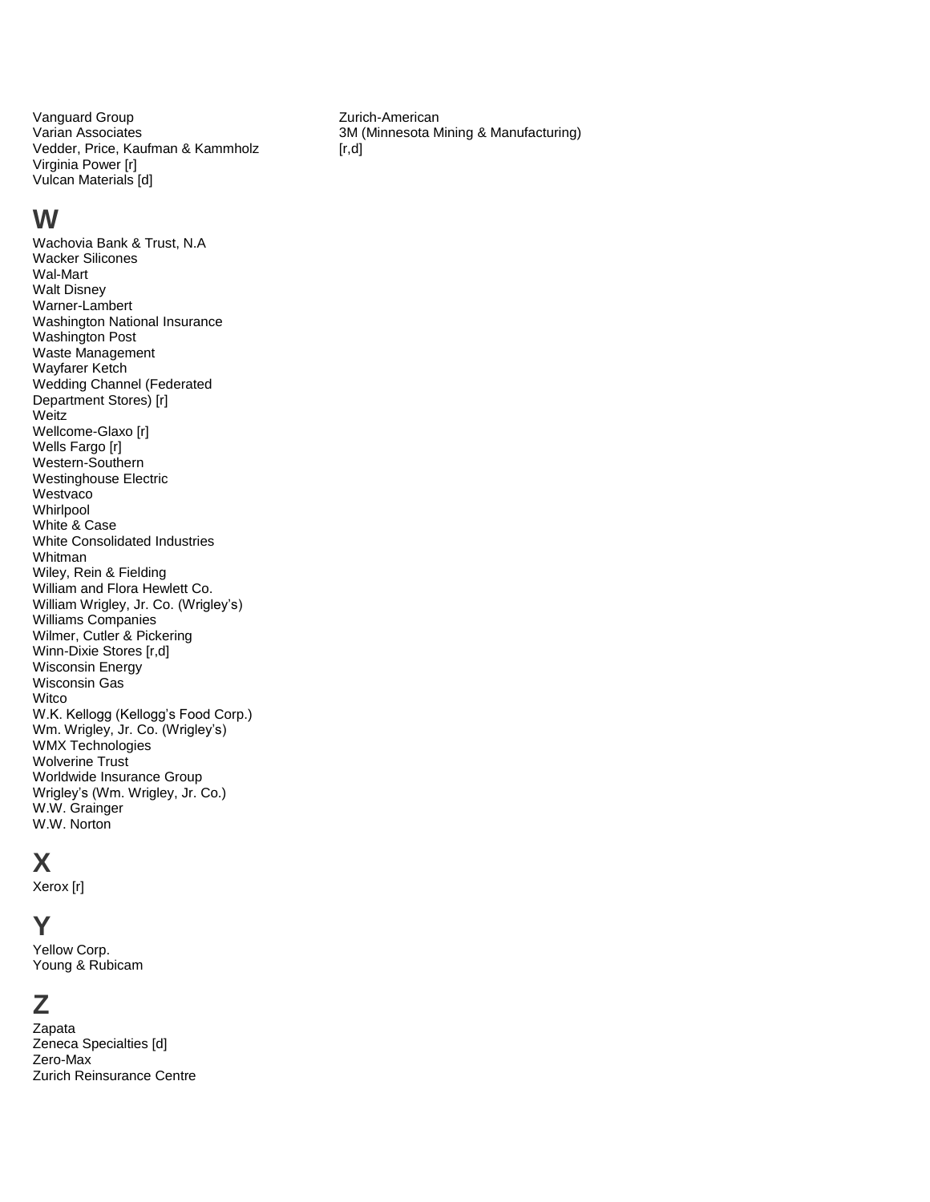Vanguard Group
Varian Associates
Vedder, Price, Kaufman & Kammholz
Virginia Power [r]
Vulcan Materials [d]

# W

Wachovia Bank & Trust, N.A
Wacker Silicones
Wal-Mart
Walt Disney
Warner-Lambert
Washington National Insurance
Washington Post
Waste Management
Wayfarer Ketch
Wedding Channel (Federated Department Stores) [r]
Weitz
Wellcome-Glaxo [r]
Wells Fargo [r]
Western-Southern
Westinghouse Electric
Westvaco
Whirlpool
White & Case
White Consolidated Industries
Whitman
Wiley, Rein & Fielding
William and Flora Hewlett Co.
William Wrigley, Jr. Co. (Wrigley's)
Williams Companies
Wilmer, Cutler & Pickering
Winn-Dixie Stores [r,d]
Wisconsin Energy
Wisconsin Gas
Witco
W.K. Kellogg (Kellogg's Food Corp.)
Wm. Wrigley, Jr. Co. (Wrigley's)
WMX Technologies
Wolverine Trust
Worldwide Insurance Group
Wrigley's (Wm. Wrigley, Jr. Co.)
W.W. Grainger
W.W. Norton

# X

Xerox [r]

# Y

Yellow Corp.
Young & Rubicam

# Z

Zapata
Zeneca Specialties [d]
Zero-Max
Zurich Reinsurance Centre
Zurich-American
3M (Minnesota Mining & Manufacturing) [r,d]